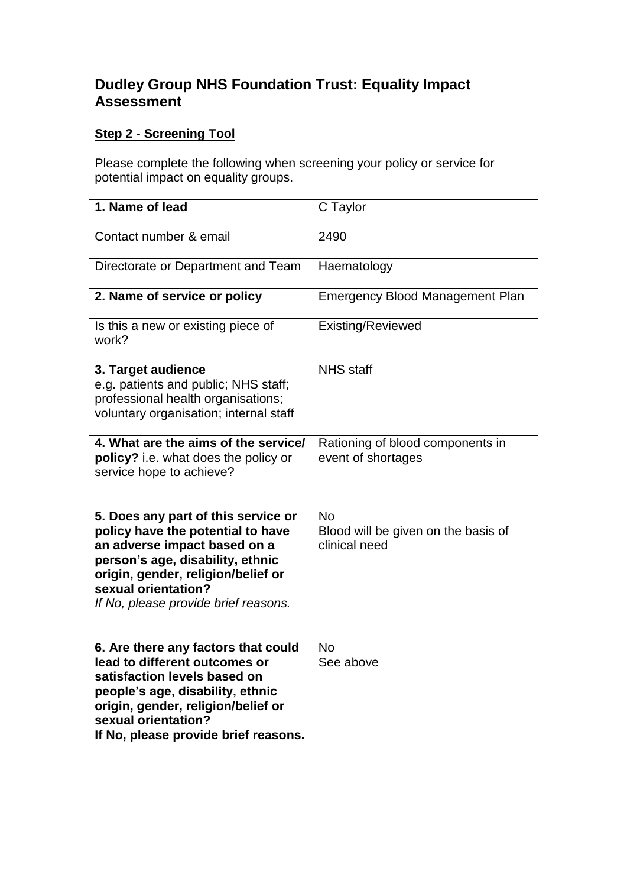## Dudley Group NHS Foundation Trust: Equality Impact Assessment

**Step 2 - Screening Tool**

Please complete the following when screening your policy or service for potential impact on equality groups.

| | |
|---|---|
| **1. Name of lead** | C Taylor |
| Contact number & email | 2490 |
| Directorate or Department and Team | Haematology |
| **2. Name of service or policy** | Emergency Blood Management Plan |
| Is this a new or existing piece of work? | Existing/Reviewed |
| **3. Target audience**<br>e.g. patients and public; NHS staff; professional health organisations; voluntary organisation; internal staff | NHS staff |
| **4. What are the aims of the service/ policy?** i.e. what does the policy or service hope to achieve? | Rationing of blood components in event of shortages |
| **5. Does any part of this service or policy have the potential to have an adverse impact based on a person's age, disability, ethnic origin, gender, religion/belief or sexual orientation?**<br>*If No, please provide brief reasons.* | No<br>Blood will be given on the basis of clinical need |
| **6. Are there any factors that could lead to different outcomes or satisfaction levels based on people's age, disability, ethnic origin, gender, religion/belief or sexual orientation?**<br>**If No, please provide brief reasons.** | No<br>See above |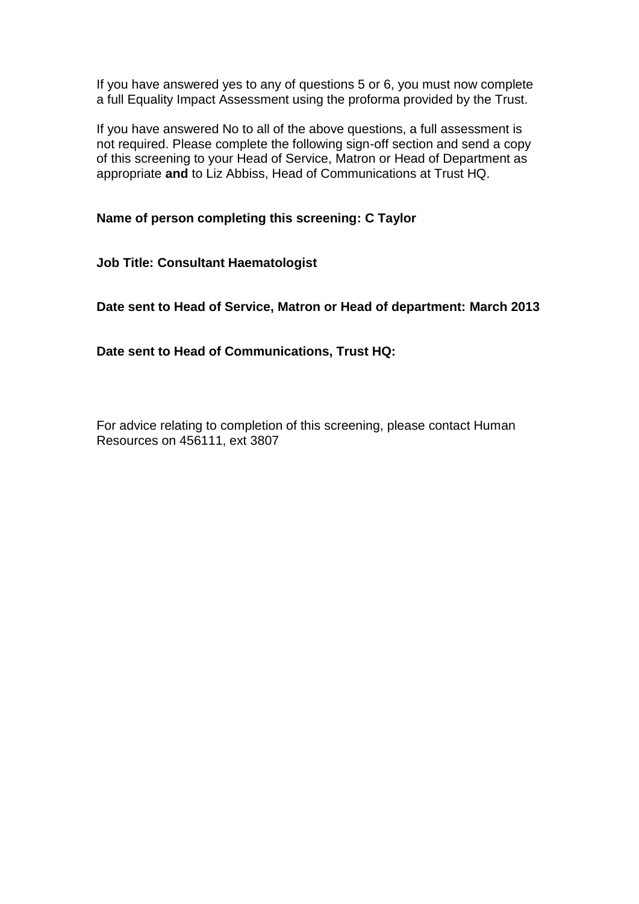If you have answered yes to any of questions 5 or 6, you must now complete a full Equality Impact Assessment using the proforma provided by the Trust.

If you have answered No to all of the above questions, a full assessment is not required. Please complete the following sign-off section and send a copy of this screening to your Head of Service, Matron or Head of Department as appropriate **and** to Liz Abbiss, Head of Communications at Trust HQ.

**Name of person completing this screening: C Taylor**

**Job Title: Consultant Haematologist**

**Date sent to Head of Service, Matron or Head of department: March 2013**

**Date sent to Head of Communications, Trust HQ:**

For advice relating to completion of this screening, please contact Human Resources on 456111, ext 3807